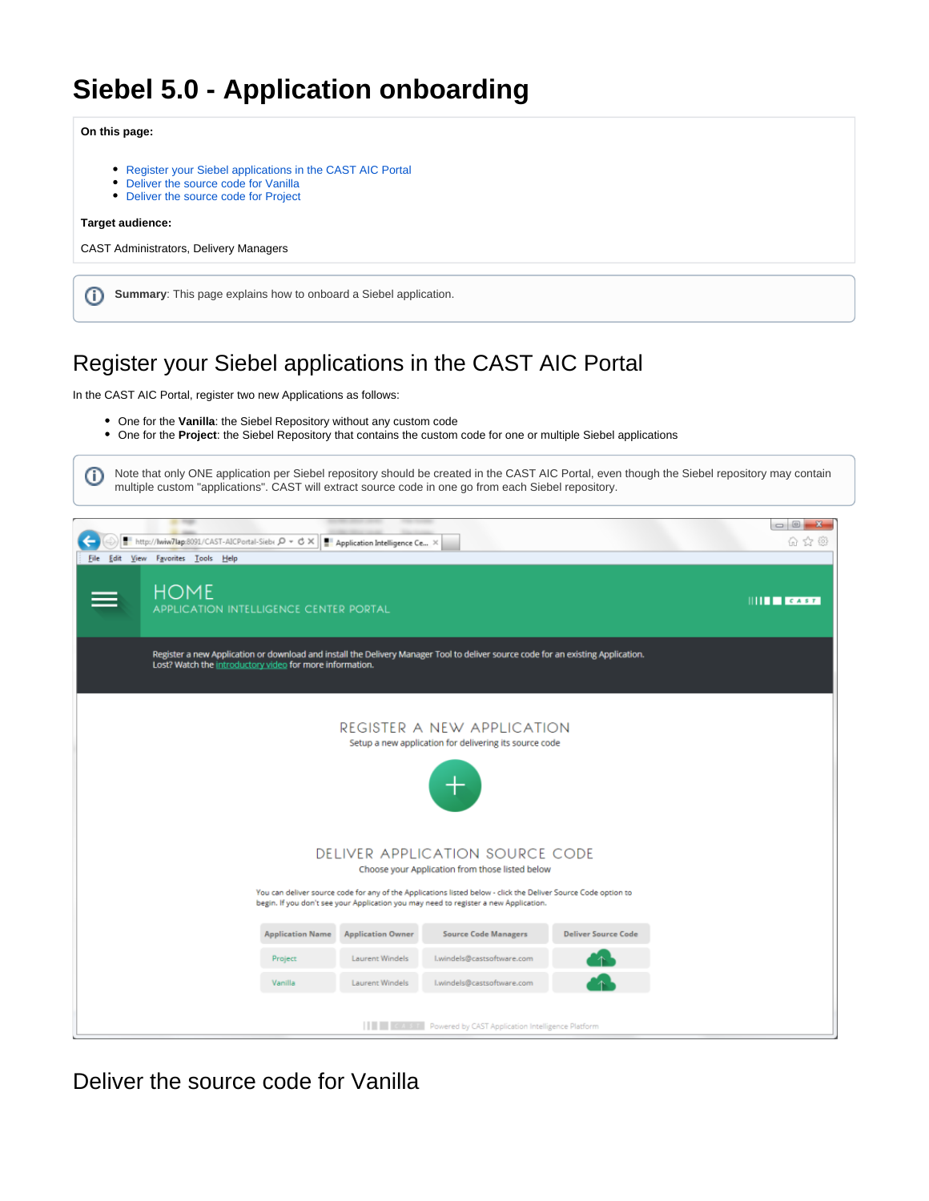# Siebel 5.0 - Application onboarding

**On this page:**

- Register your Siebel applications in the CAST AIC Portal
- Deliver the source code for Vanilla
- Deliver the source code for Project

**Target audience:**

CAST Administrators, Delivery Managers

**Summary**: This page explains how to onboard a Siebel application.

## Register your Siebel applications in the CAST AIC Portal

In the CAST AIC Portal, register two new Applications as follows:

- One for the **Vanilla**: the Siebel Repository without any custom code
- One for the **Project**: the Siebel Repository that contains the custom code for one or multiple Siebel applications

Note that only ONE application per Siebel repository should be created in the CAST AIC Portal, even though the Siebel repository may contain multiple custom "applications". CAST will extract source code in one go from each Siebel repository.

## Deliver the source code for Vanilla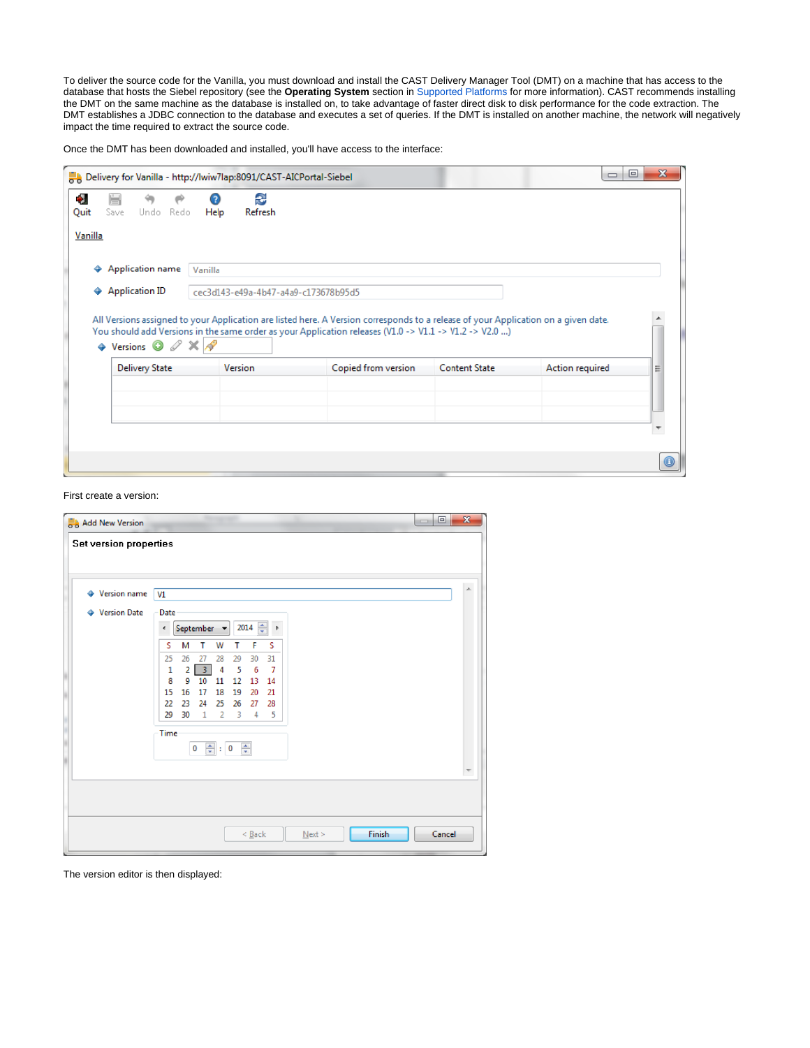To deliver the source code for the Vanilla, you must download and install the CAST Delivery Manager Tool (DMT) on a machine that has access to the database that hosts the Siebel repository (see the **Operating System** section in Supported Platforms for more information). CAST recommends installing the DMT on the same machine as the database is installed on, to take advantage of faster direct disk to disk performance for the code extraction. The DMT establishes a JDBC connection to the database and executes a set of queries. If the DMT is installed on another machine, the network will negatively impact the time required to extract the source code.

Once the DMT has been downloaded and installed, you'll have access to the interface:

First create a version:

The version editor is then displayed: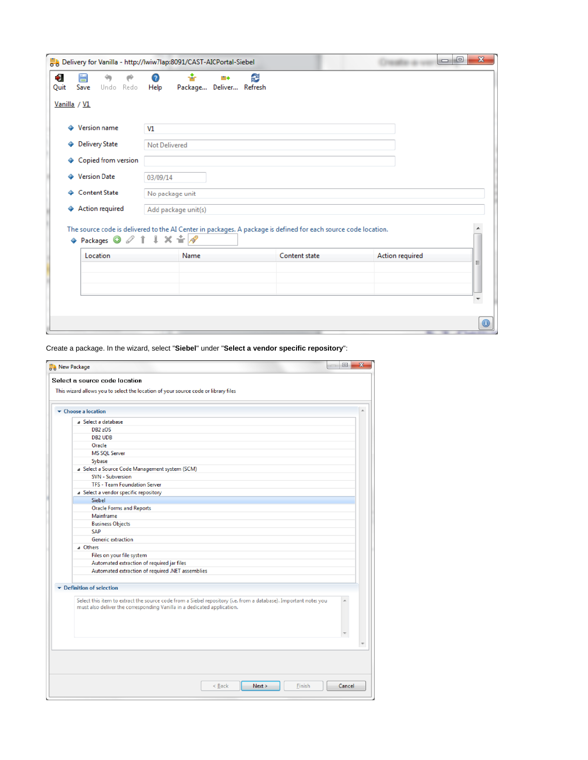Create a package. In the wizard, select "**Siebel**" under "**Select a vendor specific repository**":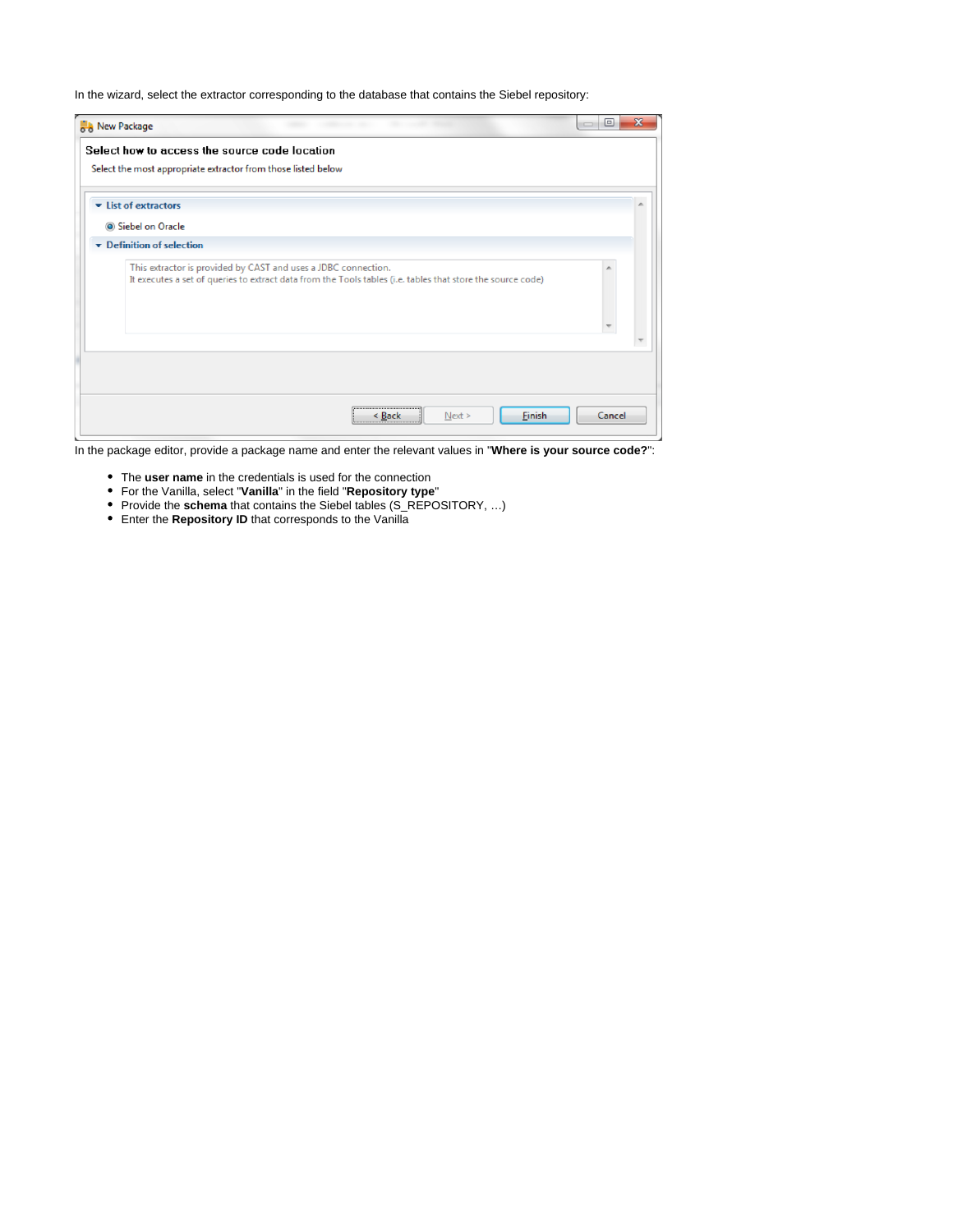In the wizard, select the extractor corresponding to the database that contains the Siebel repository:

In the package editor, provide a package name and enter the relevant values in "**Where is your source code?**":

- The **user name** in the credentials is used for the connection
- For the Vanilla, select "**Vanilla**" in the field "**Repository type**"
- Provide the **schema** that contains the Siebel tables (S_REPOSITORY, ...)
- Enter the **Repository ID** that corresponds to the Vanilla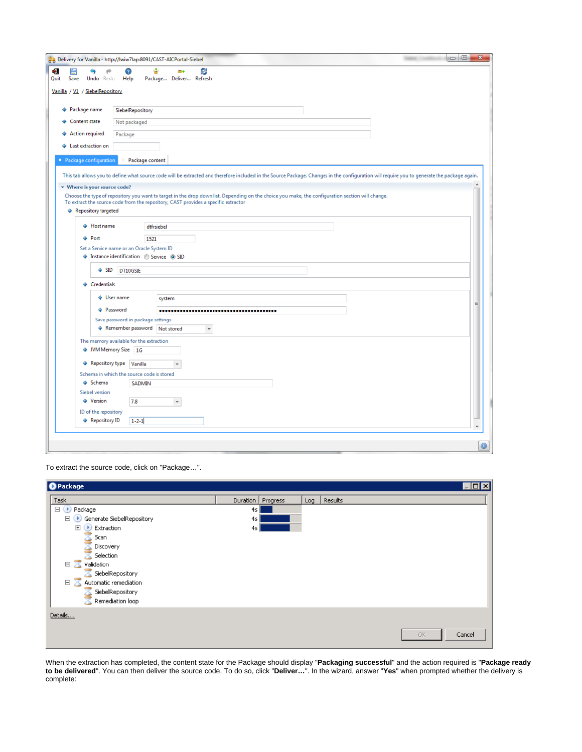To extract the source code, click on "Package…".

When the extraction has completed, the content state for the Package should display "**Packaging successful**" and the action required is "**Package ready to be delivered**". You can then deliver the source code. To do so, click "**Deliver…**". In the wizard, answer "**Yes**" when prompted whether the delivery is complete: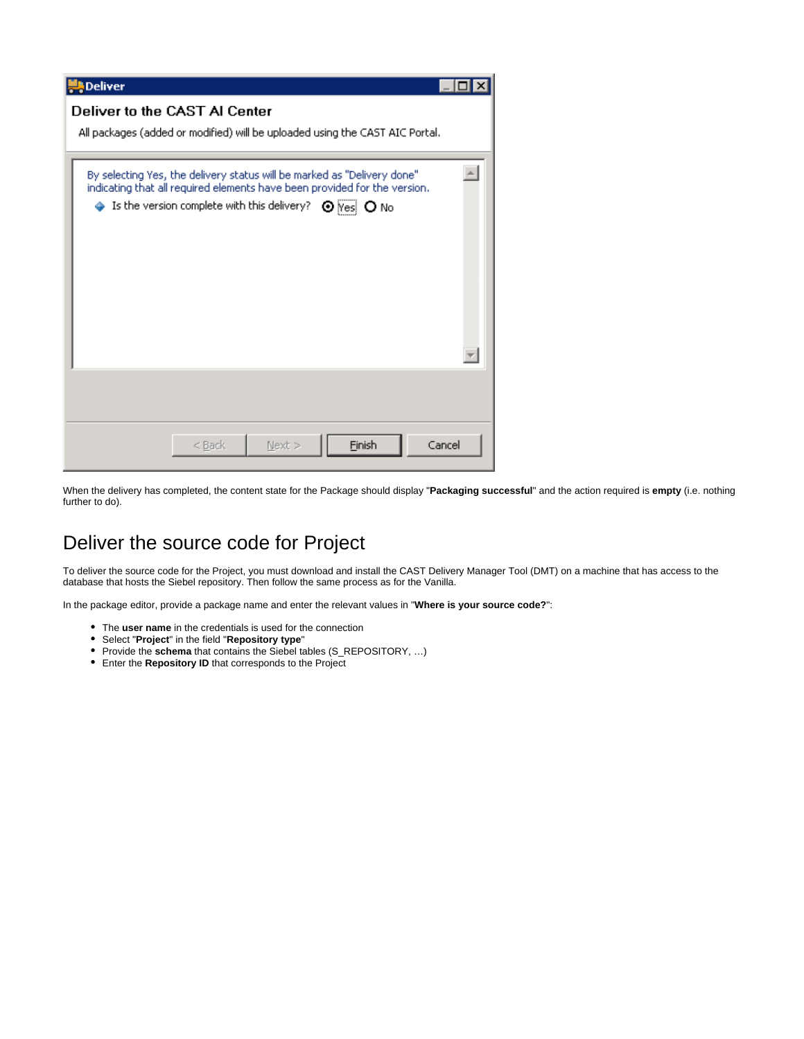When the delivery has completed, the content state for the Package should display "**Packaging successful**" and the action required is **empty** (i.e. nothing further to do).

## Deliver the source code for Project

To deliver the source code for the Project, you must download and install the CAST Delivery Manager Tool (DMT) on a machine that has access to the database that hosts the Siebel repository. Then follow the same process as for the Vanilla.

In the package editor, provide a package name and enter the relevant values in "**Where is your source code?**":

- The **user name** in the credentials is used for the connection
- Select "**Project**" in the field "**Repository type**"
- Provide the **schema** that contains the Siebel tables (S_REPOSITORY, …)
- Enter the **Repository ID** that corresponds to the Project